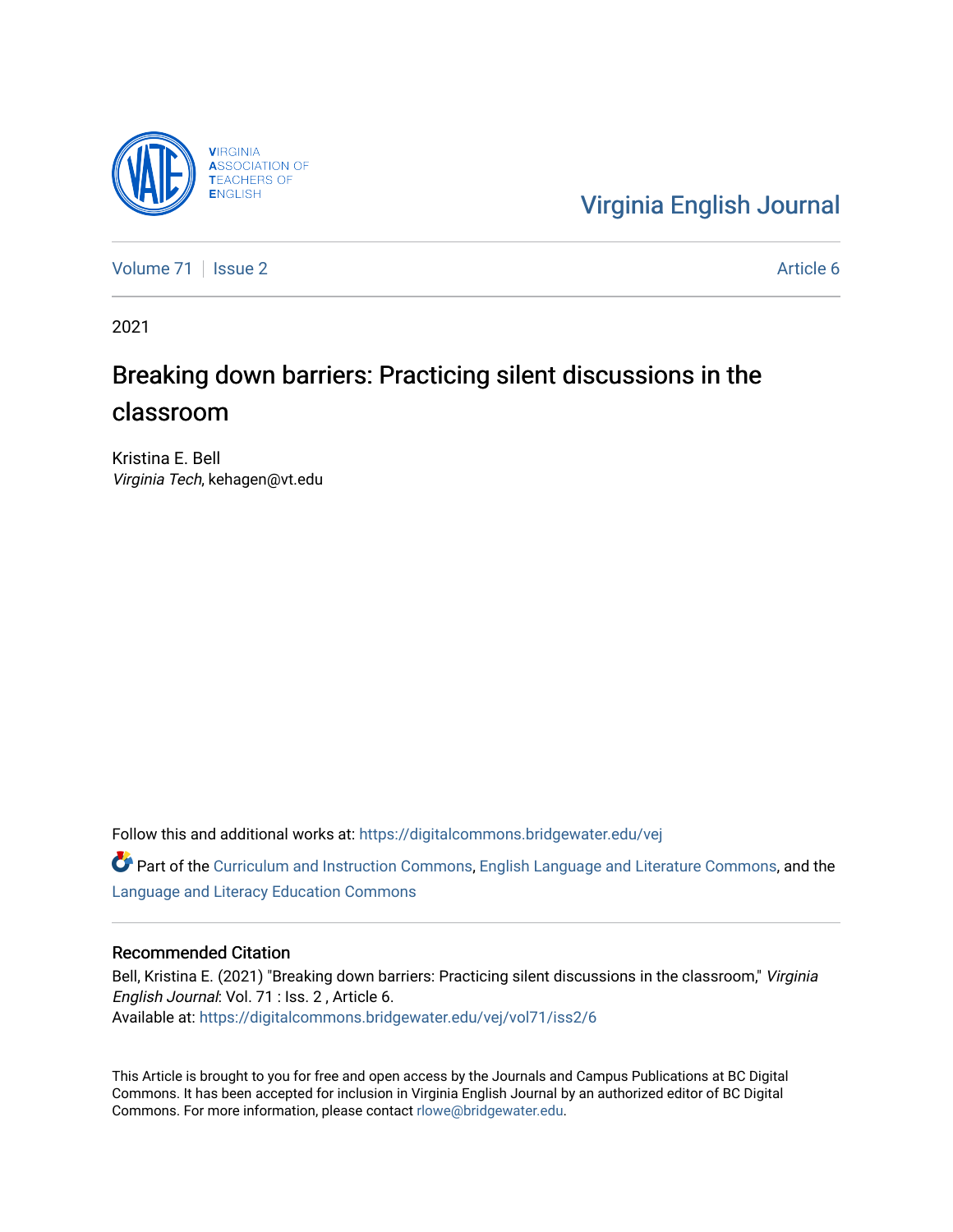Virginia Association of Teachers of English

Virginia English Journal

Volume 71 | Issue 2 | Article 6

2021

# Breaking down barriers: Practicing silent discussions in the classroom

Kristina E. Bell
*Virginia Tech*, kehagen@vt.edu

Follow this and additional works at: https://digitalcommons.bridgewater.edu/vej

Part of the Curriculum and Instruction Commons, English Language and Literature Commons, and the Language and Literacy Education Commons

## Recommended Citation

Bell, Kristina E. (2021) "Breaking down barriers: Practicing silent discussions in the classroom," *Virginia English Journal*: Vol. 71 : Iss. 2 , Article 6.
Available at: https://digitalcommons.bridgewater.edu/vej/vol71/iss2/6

This Article is brought to you for free and open access by the Journals and Campus Publications at BC Digital Commons. It has been accepted for inclusion in Virginia English Journal by an authorized editor of BC Digital Commons. For more information, please contact rlowe@bridgewater.edu.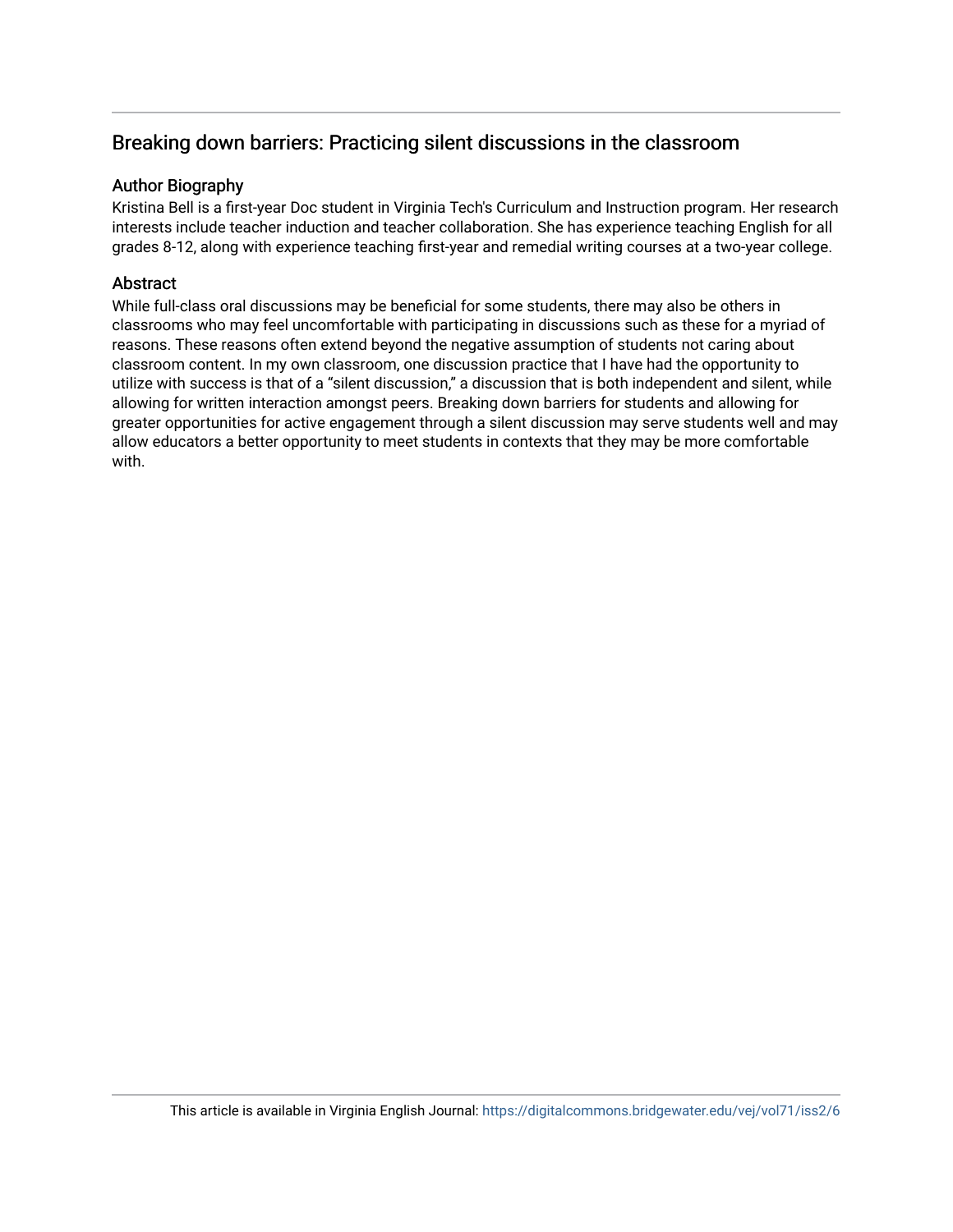# Breaking down barriers: Practicing silent discussions in the classroom

## Author Biography

Kristina Bell is a first-year Doc student in Virginia Tech's Curriculum and Instruction program. Her research interests include teacher induction and teacher collaboration. She has experience teaching English for all grades 8-12, along with experience teaching first-year and remedial writing courses at a two-year college.

## Abstract

While full-class oral discussions may be beneficial for some students, there may also be others in classrooms who may feel uncomfortable with participating in discussions such as these for a myriad of reasons. These reasons often extend beyond the negative assumption of students not caring about classroom content. In my own classroom, one discussion practice that I have had the opportunity to utilize with success is that of a "silent discussion," a discussion that is both independent and silent, while allowing for written interaction amongst peers. Breaking down barriers for students and allowing for greater opportunities for active engagement through a silent discussion may serve students well and may allow educators a better opportunity to meet students in contexts that they may be more comfortable with.

This article is available in Virginia English Journal: https://digitalcommons.bridgewater.edu/vej/vol71/iss2/6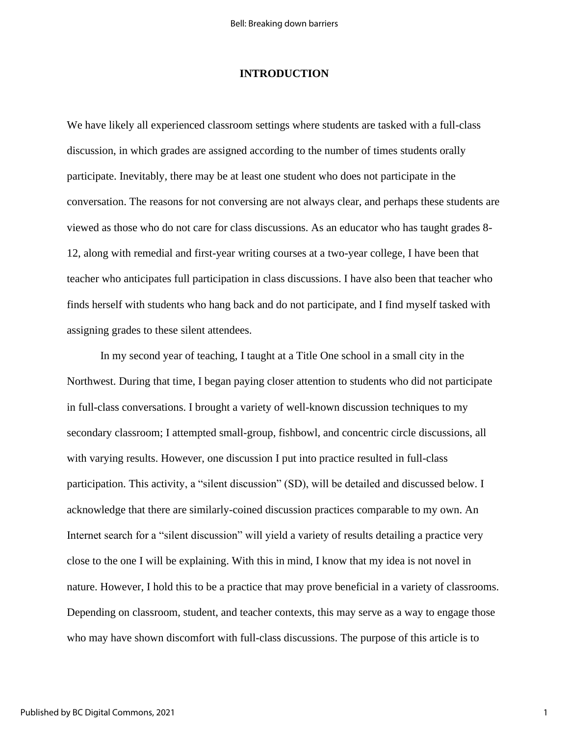# INTRODUCTION

We have likely all experienced classroom settings where students are tasked with a full-class discussion, in which grades are assigned according to the number of times students orally participate. Inevitably, there may be at least one student who does not participate in the conversation. The reasons for not conversing are not always clear, and perhaps these students are viewed as those who do not care for class discussions. As an educator who has taught grades 8-12, along with remedial and first-year writing courses at a two-year college, I have been that teacher who anticipates full participation in class discussions. I have also been that teacher who finds herself with students who hang back and do not participate, and I find myself tasked with assigning grades to these silent attendees.

In my second year of teaching, I taught at a Title One school in a small city in the Northwest. During that time, I began paying closer attention to students who did not participate in full-class conversations. I brought a variety of well-known discussion techniques to my secondary classroom; I attempted small-group, fishbowl, and concentric circle discussions, all with varying results. However, one discussion I put into practice resulted in full-class participation. This activity, a "silent discussion" (SD), will be detailed and discussed below. I acknowledge that there are similarly-coined discussion practices comparable to my own. An Internet search for a "silent discussion" will yield a variety of results detailing a practice very close to the one I will be explaining. With this in mind, I know that my idea is not novel in nature. However, I hold this to be a practice that may prove beneficial in a variety of classrooms. Depending on classroom, student, and teacher contexts, this may serve as a way to engage those who may have shown discomfort with full-class discussions. The purpose of this article is to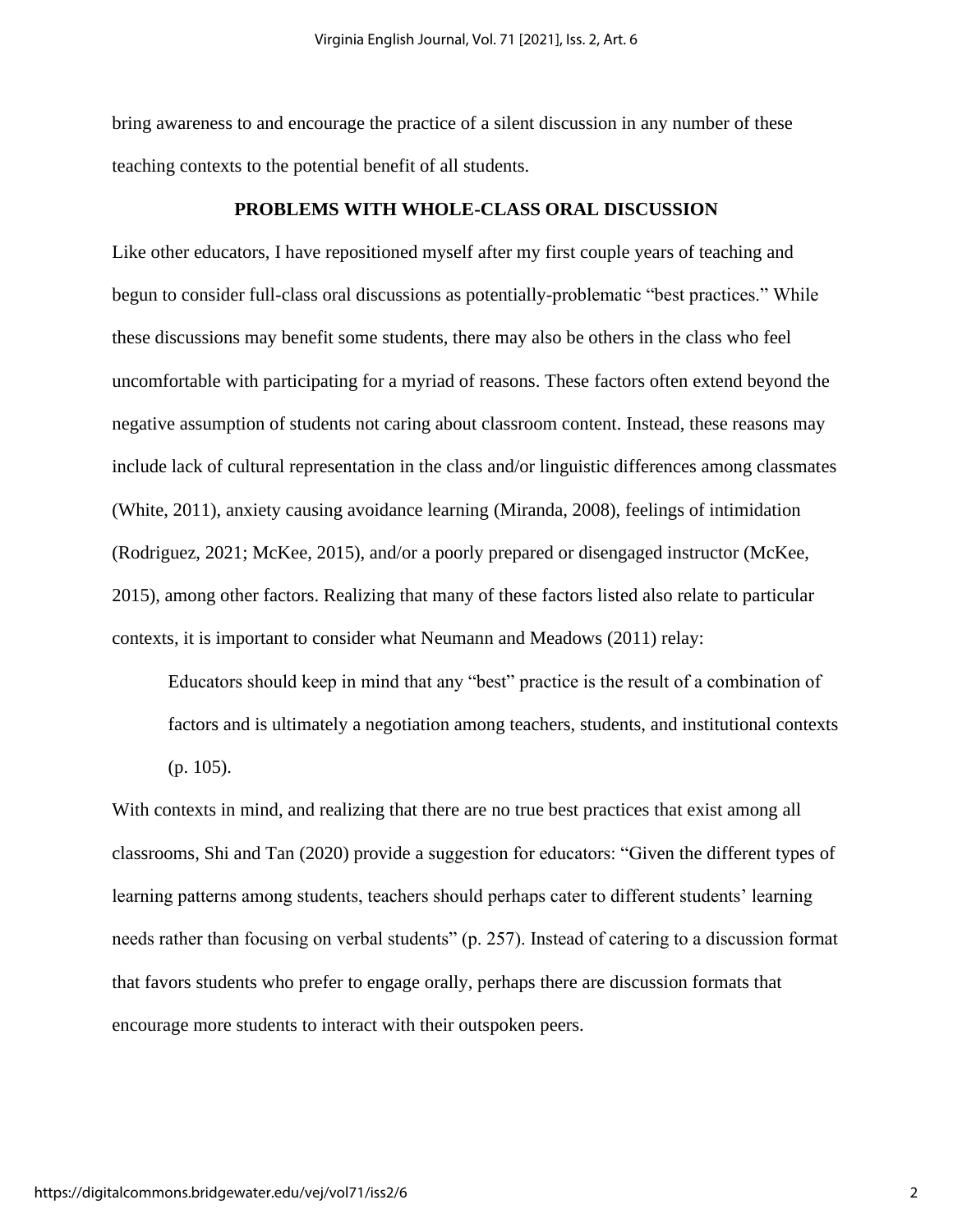bring awareness to and encourage the practice of a silent discussion in any number of these teaching contexts to the potential benefit of all students.

## PROBLEMS WITH WHOLE-CLASS ORAL DISCUSSION

Like other educators, I have repositioned myself after my first couple years of teaching and begun to consider full-class oral discussions as potentially-problematic "best practices." While these discussions may benefit some students, there may also be others in the class who feel uncomfortable with participating for a myriad of reasons. These factors often extend beyond the negative assumption of students not caring about classroom content. Instead, these reasons may include lack of cultural representation in the class and/or linguistic differences among classmates (White, 2011), anxiety causing avoidance learning (Miranda, 2008), feelings of intimidation (Rodriguez, 2021; McKee, 2015), and/or a poorly prepared or disengaged instructor (McKee, 2015), among other factors. Realizing that many of these factors listed also relate to particular contexts, it is important to consider what Neumann and Meadows (2011) relay:

> Educators should keep in mind that any "best" practice is the result of a combination of factors and is ultimately a negotiation among teachers, students, and institutional contexts (p. 105).

With contexts in mind, and realizing that there are no true best practices that exist among all classrooms, Shi and Tan (2020) provide a suggestion for educators: "Given the different types of learning patterns among students, teachers should perhaps cater to different students' learning needs rather than focusing on verbal students" (p. 257). Instead of catering to a discussion format that favors students who prefer to engage orally, perhaps there are discussion formats that encourage more students to interact with their outspoken peers.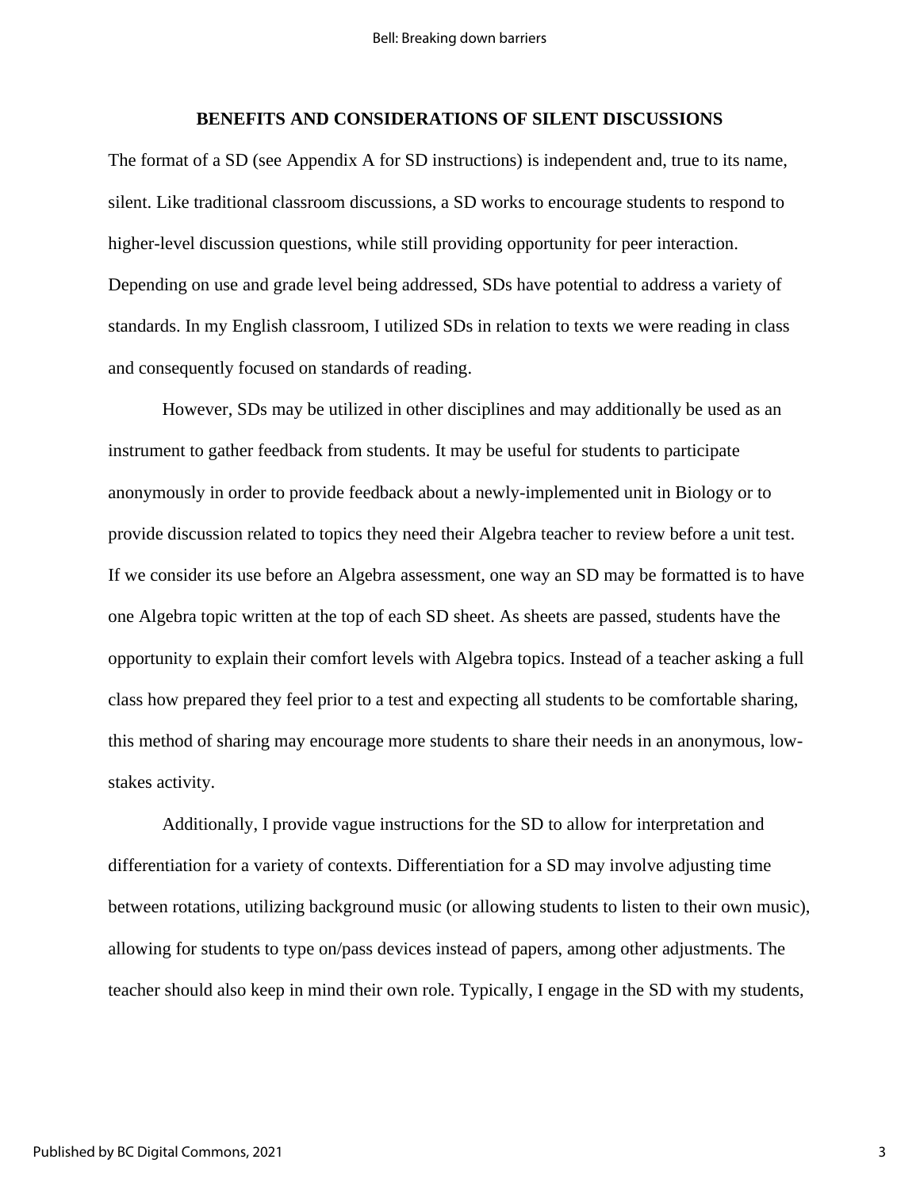## BENEFITS AND CONSIDERATIONS OF SILENT DISCUSSIONS

The format of a SD (see Appendix A for SD instructions) is independent and, true to its name, silent. Like traditional classroom discussions, a SD works to encourage students to respond to higher-level discussion questions, while still providing opportunity for peer interaction. Depending on use and grade level being addressed, SDs have potential to address a variety of standards. In my English classroom, I utilized SDs in relation to texts we were reading in class and consequently focused on standards of reading.

However, SDs may be utilized in other disciplines and may additionally be used as an instrument to gather feedback from students. It may be useful for students to participate anonymously in order to provide feedback about a newly-implemented unit in Biology or to provide discussion related to topics they need their Algebra teacher to review before a unit test. If we consider its use before an Algebra assessment, one way an SD may be formatted is to have one Algebra topic written at the top of each SD sheet. As sheets are passed, students have the opportunity to explain their comfort levels with Algebra topics. Instead of a teacher asking a full class how prepared they feel prior to a test and expecting all students to be comfortable sharing, this method of sharing may encourage more students to share their needs in an anonymous, low-stakes activity.

Additionally, I provide vague instructions for the SD to allow for interpretation and differentiation for a variety of contexts. Differentiation for a SD may involve adjusting time between rotations, utilizing background music (or allowing students to listen to their own music), allowing for students to type on/pass devices instead of papers, among other adjustments. The teacher should also keep in mind their own role. Typically, I engage in the SD with my students,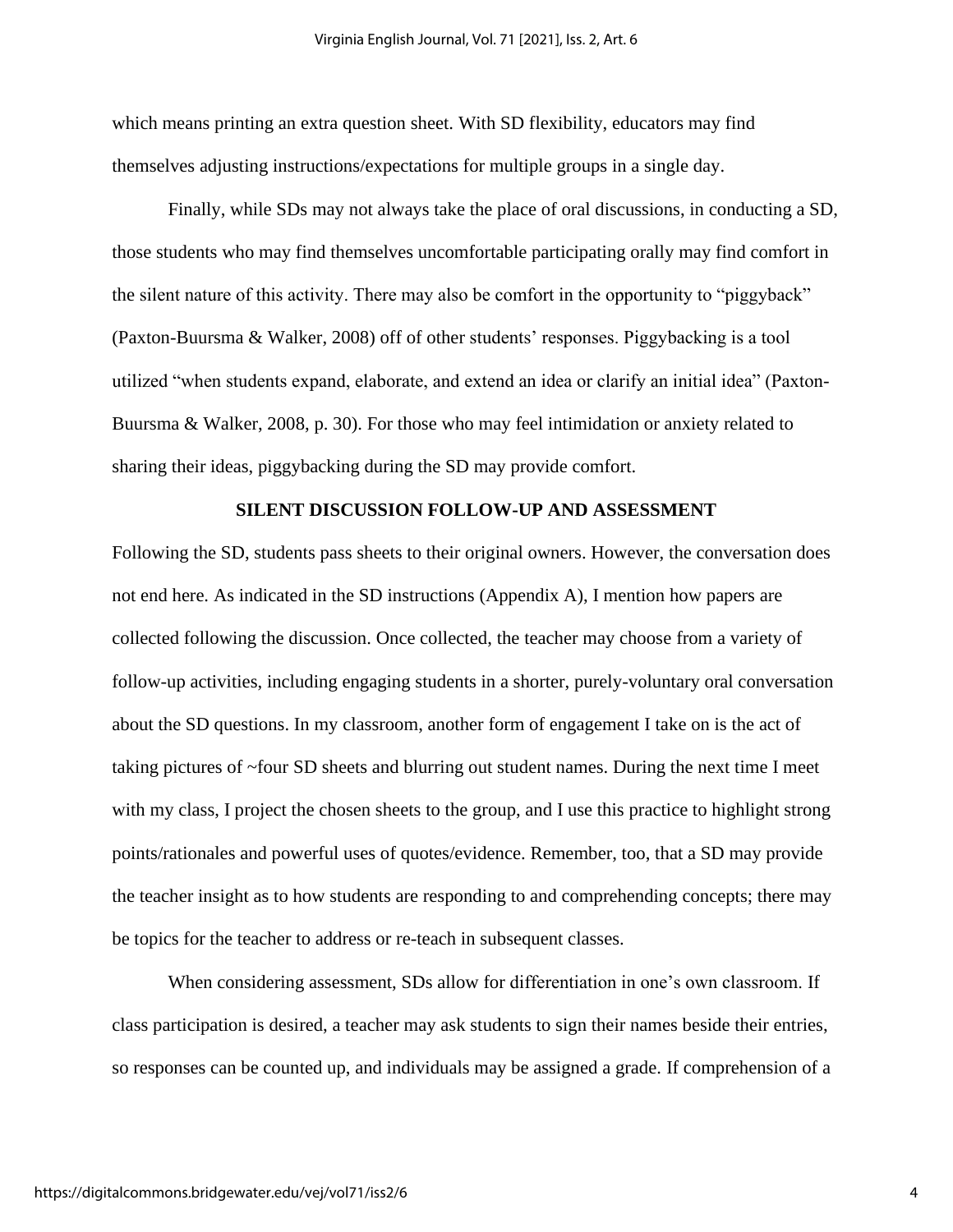which means printing an extra question sheet. With SD flexibility, educators may find themselves adjusting instructions/expectations for multiple groups in a single day.

Finally, while SDs may not always take the place of oral discussions, in conducting a SD, those students who may find themselves uncomfortable participating orally may find comfort in the silent nature of this activity. There may also be comfort in the opportunity to "piggyback" (Paxton-Buursma & Walker, 2008) off of other students' responses. Piggybacking is a tool utilized "when students expand, elaborate, and extend an idea or clarify an initial idea" (Paxton-Buursma & Walker, 2008, p. 30). For those who may feel intimidation or anxiety related to sharing their ideas, piggybacking during the SD may provide comfort.

## SILENT DISCUSSION FOLLOW-UP AND ASSESSMENT

Following the SD, students pass sheets to their original owners. However, the conversation does not end here. As indicated in the SD instructions (Appendix A), I mention how papers are collected following the discussion. Once collected, the teacher may choose from a variety of follow-up activities, including engaging students in a shorter, purely-voluntary oral conversation about the SD questions. In my classroom, another form of engagement I take on is the act of taking pictures of ~four SD sheets and blurring out student names. During the next time I meet with my class, I project the chosen sheets to the group, and I use this practice to highlight strong points/rationales and powerful uses of quotes/evidence. Remember, too, that a SD may provide the teacher insight as to how students are responding to and comprehending concepts; there may be topics for the teacher to address or re-teach in subsequent classes.

When considering assessment, SDs allow for differentiation in one's own classroom. If class participation is desired, a teacher may ask students to sign their names beside their entries, so responses can be counted up, and individuals may be assigned a grade. If comprehension of a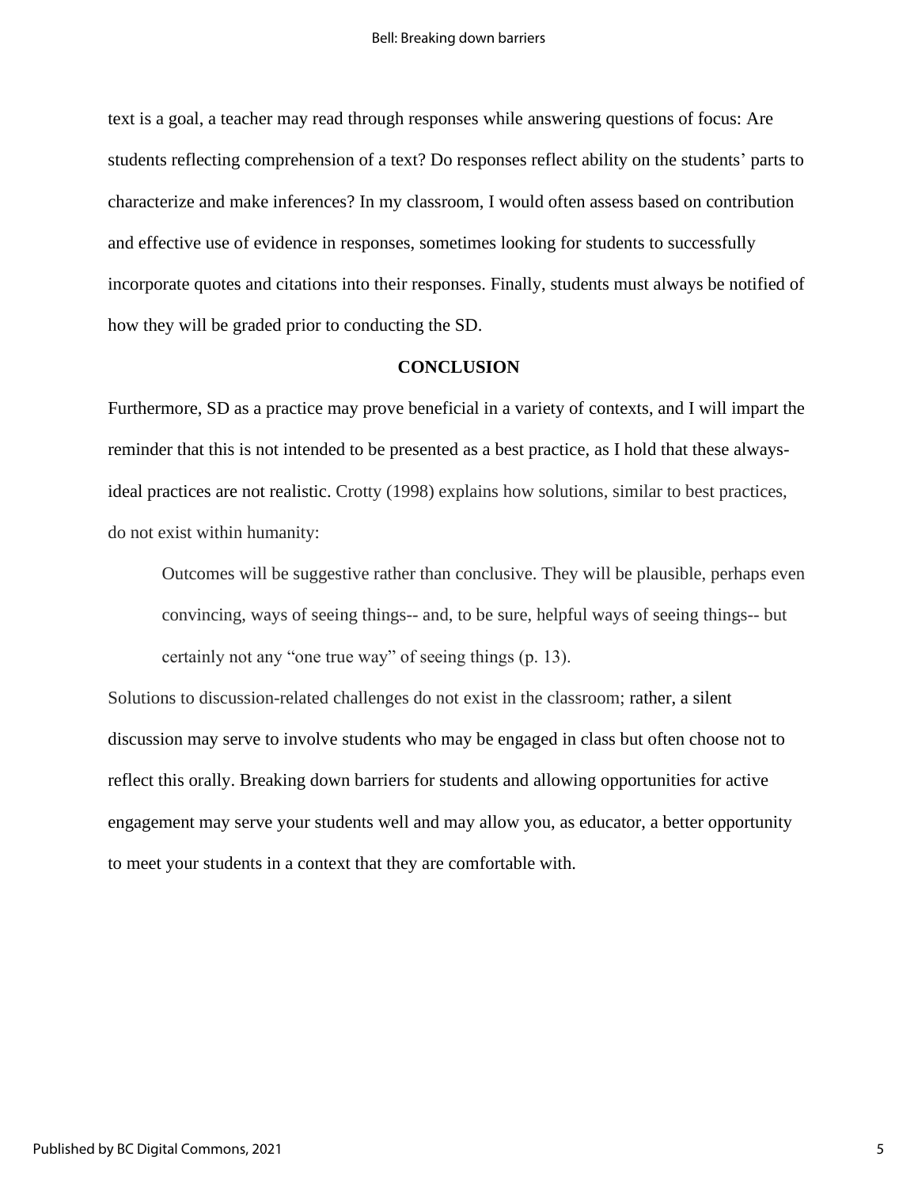text is a goal, a teacher may read through responses while answering questions of focus: Are students reflecting comprehension of a text? Do responses reflect ability on the students' parts to characterize and make inferences? In my classroom, I would often assess based on contribution and effective use of evidence in responses, sometimes looking for students to successfully incorporate quotes and citations into their responses. Finally, students must always be notified of how they will be graded prior to conducting the SD.

## CONCLUSION

Furthermore, SD as a practice may prove beneficial in a variety of contexts, and I will impart the reminder that this is not intended to be presented as a best practice, as I hold that these always-ideal practices are not realistic. Crotty (1998) explains how solutions, similar to best practices, do not exist within humanity:

> Outcomes will be suggestive rather than conclusive. They will be plausible, perhaps even convincing, ways of seeing things-- and, to be sure, helpful ways of seeing things-- but certainly not any "one true way" of seeing things (p. 13).

Solutions to discussion-related challenges do not exist in the classroom; rather, a silent discussion may serve to involve students who may be engaged in class but often choose not to reflect this orally. Breaking down barriers for students and allowing opportunities for active engagement may serve your students well and may allow you, as educator, a better opportunity to meet your students in a context that they are comfortable with.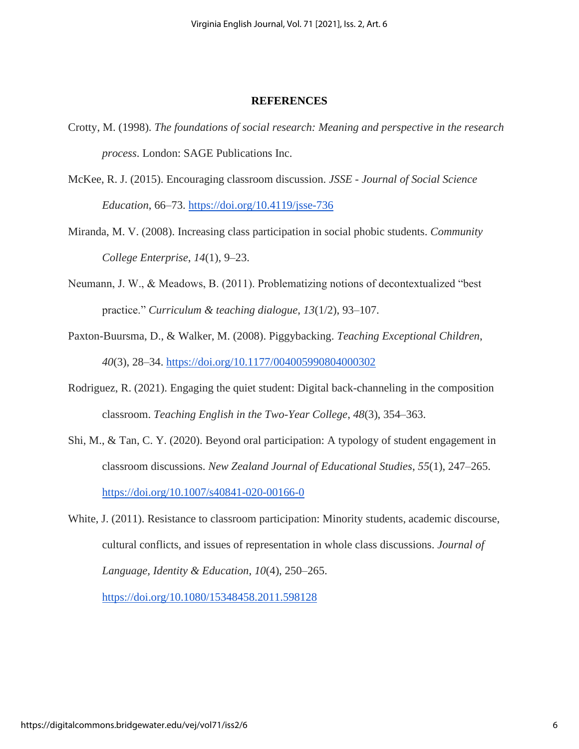## REFERENCES

Crotty, M. (1998). *The foundations of social research: Meaning and perspective in the research process*. London: SAGE Publications Inc.

McKee, R. J. (2015). Encouraging classroom discussion. *JSSE - Journal of Social Science Education*, 66–73. https://doi.org/10.4119/jsse-736

Miranda, M. V. (2008). Increasing class participation in social phobic students. *Community College Enterprise*, *14*(1), 9–23.

Neumann, J. W., & Meadows, B. (2011). Problematizing notions of decontextualized "best practice." *Curriculum & teaching dialogue*, *13*(1/2), 93–107.

Paxton-Buursma, D., & Walker, M. (2008). Piggybacking. *Teaching Exceptional Children*, *40*(3), 28–34. https://doi.org/10.1177/004005990804000302

Rodriguez, R. (2021). Engaging the quiet student: Digital back-channeling in the composition classroom. *Teaching English in the Two-Year College*, *48*(3), 354–363.

Shi, M., & Tan, C. Y. (2020). Beyond oral participation: A typology of student engagement in classroom discussions. *New Zealand Journal of Educational Studies*, *55*(1), 247–265. https://doi.org/10.1007/s40841-020-00166-0

White, J. (2011). Resistance to classroom participation: Minority students, academic discourse, cultural conflicts, and issues of representation in whole class discussions. *Journal of Language, Identity & Education*, *10*(4), 250–265. https://doi.org/10.1080/15348458.2011.598128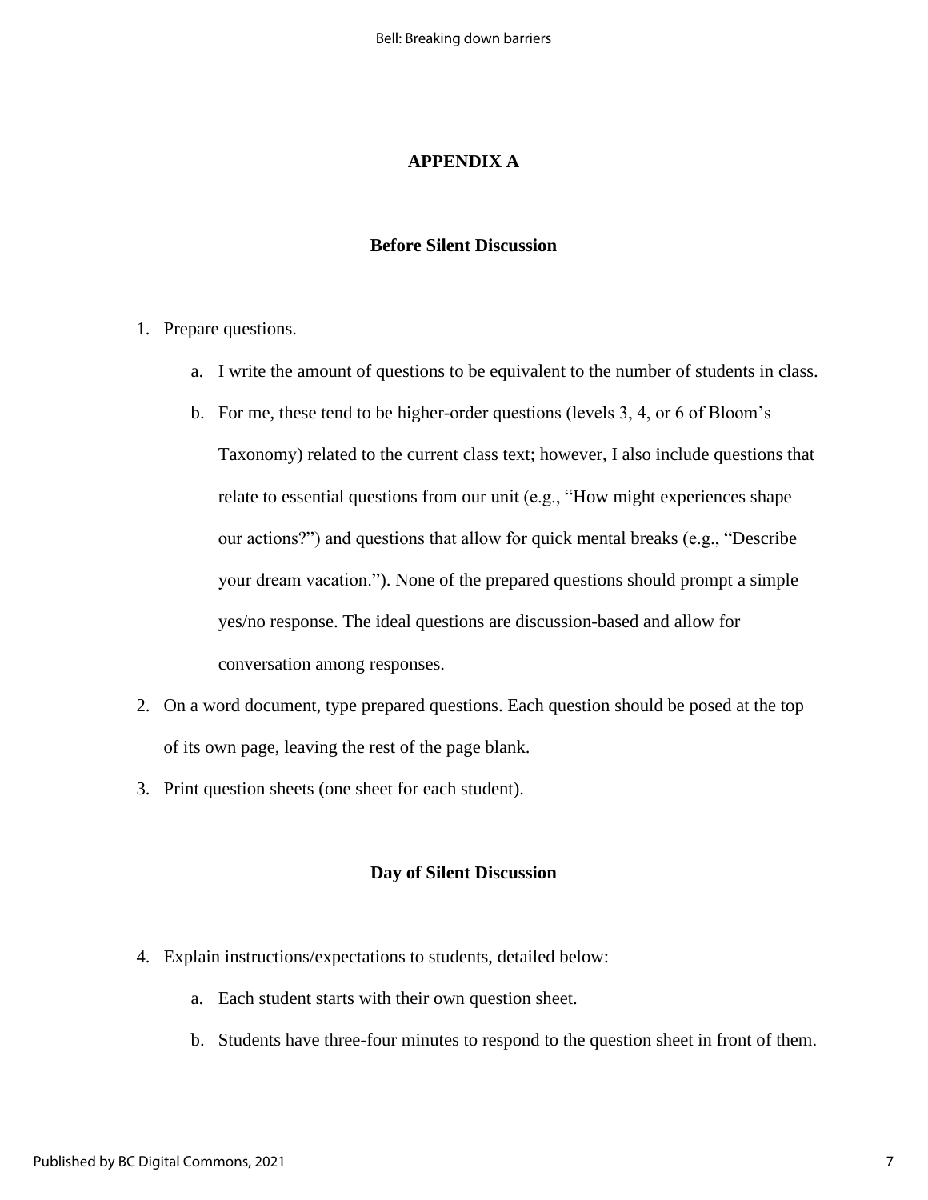## APPENDIX A

### Before Silent Discussion

1. Prepare questions.
    a. I write the amount of questions to be equivalent to the number of students in class.
    b. For me, these tend to be higher-order questions (levels 3, 4, or 6 of Bloom's Taxonomy) related to the current class text; however, I also include questions that relate to essential questions from our unit (e.g., "How might experiences shape our actions?") and questions that allow for quick mental breaks (e.g., "Describe your dream vacation."). None of the prepared questions should prompt a simple yes/no response. The ideal questions are discussion-based and allow for conversation among responses.
2. On a word document, type prepared questions. Each question should be posed at the top of its own page, leaving the rest of the page blank.
3. Print question sheets (one sheet for each student).

### Day of Silent Discussion

4. Explain instructions/expectations to students, detailed below:
    a. Each student starts with their own question sheet.
    b. Students have three-four minutes to respond to the question sheet in front of them.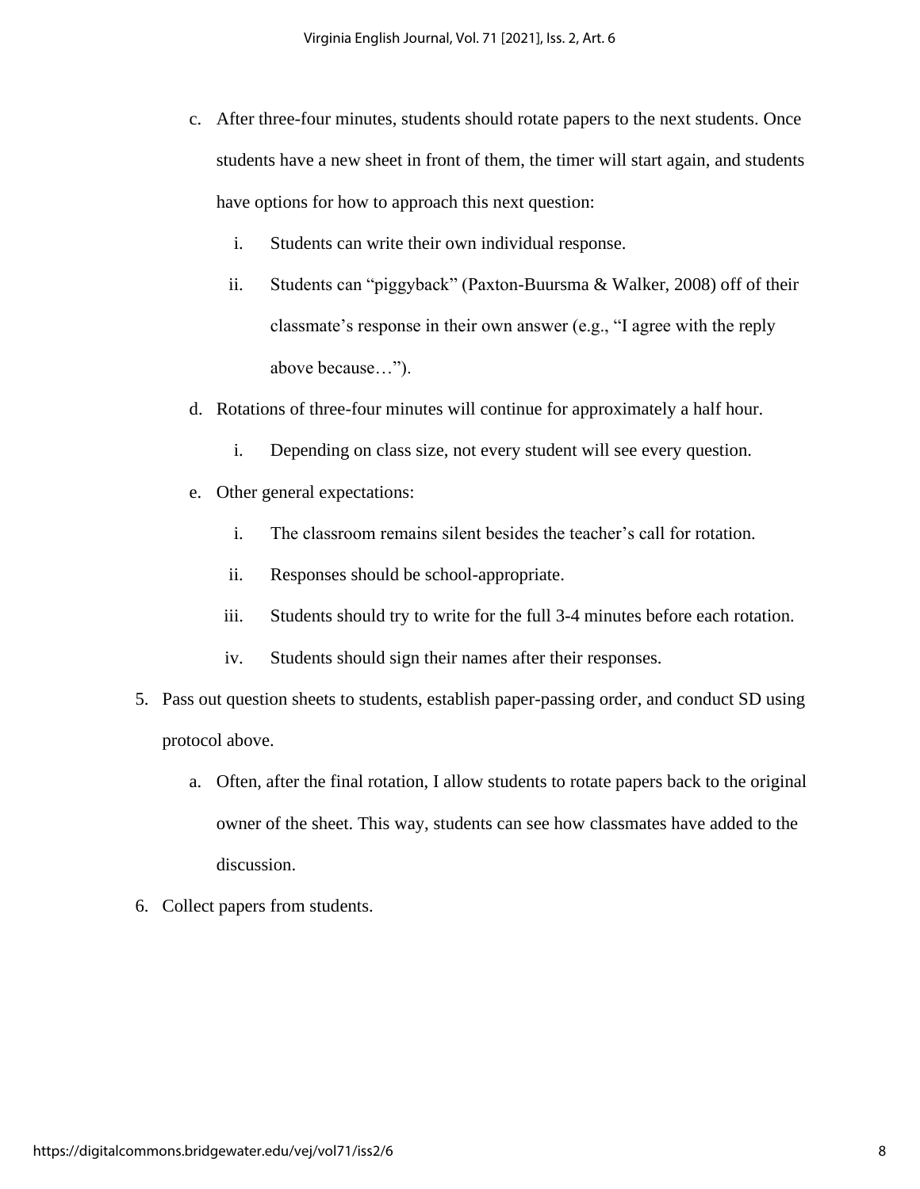c. After three-four minutes, students should rotate papers to the next students. Once students have a new sheet in front of them, the timer will start again, and students have options for how to approach this next question:
      i. Students can write their own individual response.
      ii. Students can "piggyback" (Paxton-Buursma & Walker, 2008) off of their classmate's response in their own answer (e.g., "I agree with the reply above because…").
   d. Rotations of three-four minutes will continue for approximately a half hour.
      i. Depending on class size, not every student will see every question.
   e. Other general expectations:
      i. The classroom remains silent besides the teacher's call for rotation.
      ii. Responses should be school-appropriate.
      iii. Students should try to write for the full 3-4 minutes before each rotation.
      iv. Students should sign their names after their responses.

5. Pass out question sheets to students, establish paper-passing order, and conduct SD using protocol above.
   a. Often, after the final rotation, I allow students to rotate papers back to the original owner of the sheet. This way, students can see how classmates have added to the discussion.
6. Collect papers from students.